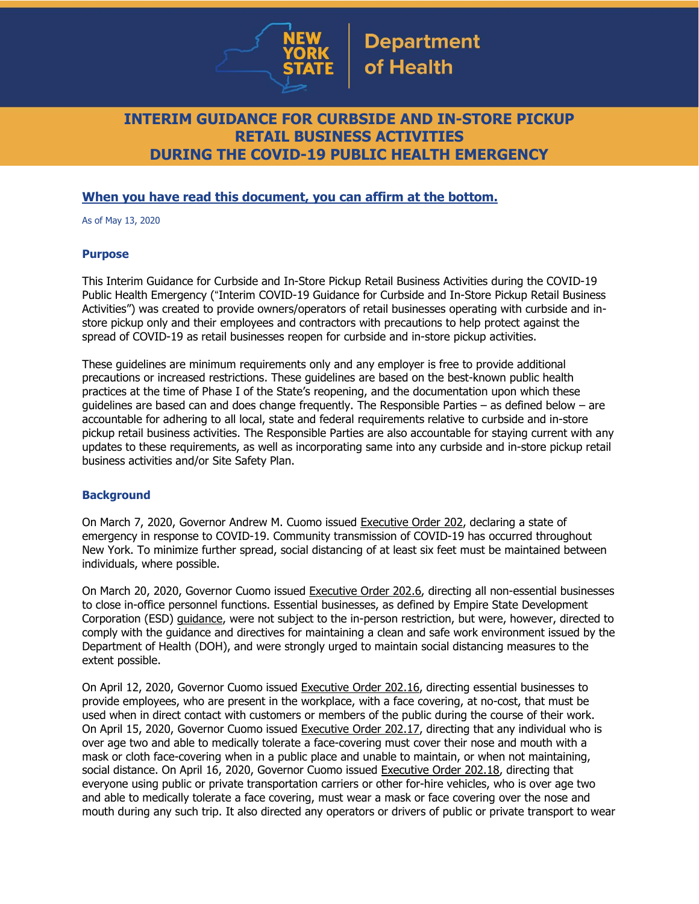New York State Department of Health

# INTERIM GUIDANCE FOR CURBSIDE AND IN-STORE PICKUP RETAIL BUSINESS ACTIVITIES DURING THE COVID-19 PUBLIC HEALTH EMERGENCY

**When you have read this document, you can affirm at the bottom.**

As of May 13, 2020

### Purpose

This Interim Guidance for Curbside and In-Store Pickup Retail Business Activities during the COVID-19 Public Health Emergency ("Interim COVID-19 Guidance for Curbside and In-Store Pickup Retail Business Activities") was created to provide owners/operators of retail businesses operating with curbside and in-store pickup only and their employees and contractors with precautions to help protect against the spread of COVID-19 as retail businesses reopen for curbside and in-store pickup activities.

These guidelines are minimum requirements only and any employer is free to provide additional precautions or increased restrictions. These guidelines are based on the best-known public health practices at the time of Phase I of the State's reopening, and the documentation upon which these guidelines are based can and does change frequently. The Responsible Parties – as defined below – are accountable for adhering to all local, state and federal requirements relative to curbside and in-store pickup retail business activities. The Responsible Parties are also accountable for staying current with any updates to these requirements, as well as incorporating same into any curbside and in-store pickup retail business activities and/or Site Safety Plan.

### Background

On March 7, 2020, Governor Andrew M. Cuomo issued Executive Order 202, declaring a state of emergency in response to COVID-19. Community transmission of COVID-19 has occurred throughout New York. To minimize further spread, social distancing of at least six feet must be maintained between individuals, where possible.

On March 20, 2020, Governor Cuomo issued Executive Order 202.6, directing all non-essential businesses to close in-office personnel functions. Essential businesses, as defined by Empire State Development Corporation (ESD) guidance, were not subject to the in-person restriction, but were, however, directed to comply with the guidance and directives for maintaining a clean and safe work environment issued by the Department of Health (DOH), and were strongly urged to maintain social distancing measures to the extent possible.

On April 12, 2020, Governor Cuomo issued Executive Order 202.16, directing essential businesses to provide employees, who are present in the workplace, with a face covering, at no-cost, that must be used when in direct contact with customers or members of the public during the course of their work. On April 15, 2020, Governor Cuomo issued Executive Order 202.17, directing that any individual who is over age two and able to medically tolerate a face-covering must cover their nose and mouth with a mask or cloth face-covering when in a public place and unable to maintain, or when not maintaining, social distance. On April 16, 2020, Governor Cuomo issued Executive Order 202.18, directing that everyone using public or private transportation carriers or other for-hire vehicles, who is over age two and able to medically tolerate a face covering, must wear a mask or face covering over the nose and mouth during any such trip. It also directed any operators or drivers of public or private transport to wear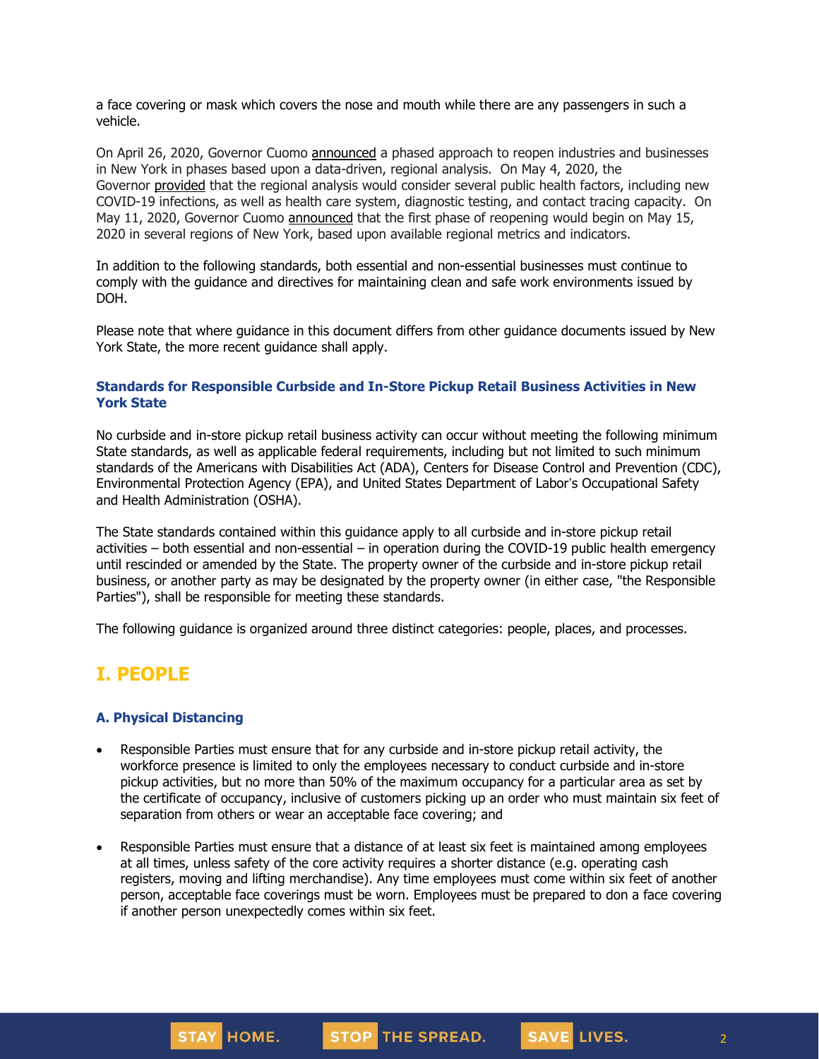a face covering or mask which covers the nose and mouth while there are any passengers in such a vehicle.

On April 26, 2020, Governor Cuomo announced a phased approach to reopen industries and businesses in New York in phases based upon a data-driven, regional analysis. On May 4, 2020, the Governor provided that the regional analysis would consider several public health factors, including new COVID-19 infections, as well as health care system, diagnostic testing, and contact tracing capacity. On May 11, 2020, Governor Cuomo announced that the first phase of reopening would begin on May 15, 2020 in several regions of New York, based upon available regional metrics and indicators.

In addition to the following standards, both essential and non-essential businesses must continue to comply with the guidance and directives for maintaining clean and safe work environments issued by DOH.

Please note that where guidance in this document differs from other guidance documents issued by New York State, the more recent guidance shall apply.

### Standards for Responsible Curbside and In-Store Pickup Retail Business Activities in New York State

No curbside and in-store pickup retail business activity can occur without meeting the following minimum State standards, as well as applicable federal requirements, including but not limited to such minimum standards of the Americans with Disabilities Act (ADA), Centers for Disease Control and Prevention (CDC), Environmental Protection Agency (EPA), and United States Department of Labor's Occupational Safety and Health Administration (OSHA).

The State standards contained within this guidance apply to all curbside and in-store pickup retail activities – both essential and non-essential – in operation during the COVID-19 public health emergency until rescinded or amended by the State. The property owner of the curbside and in-store pickup retail business, or another party as may be designated by the property owner (in either case, "the Responsible Parties"), shall be responsible for meeting these standards.

The following guidance is organized around three distinct categories: people, places, and processes.

## I. PEOPLE

### A. Physical Distancing

- Responsible Parties must ensure that for any curbside and in-store pickup retail activity, the workforce presence is limited to only the employees necessary to conduct curbside and in-store pickup activities, but no more than 50% of the maximum occupancy for a particular area as set by the certificate of occupancy, inclusive of customers picking up an order who must maintain six feet of separation from others or wear an acceptable face covering; and
- Responsible Parties must ensure that a distance of at least six feet is maintained among employees at all times, unless safety of the core activity requires a shorter distance (e.g. operating cash registers, moving and lifting merchandise). Any time employees must come within six feet of another person, acceptable face coverings must be worn. Employees must be prepared to don a face covering if another person unexpectedly comes within six feet.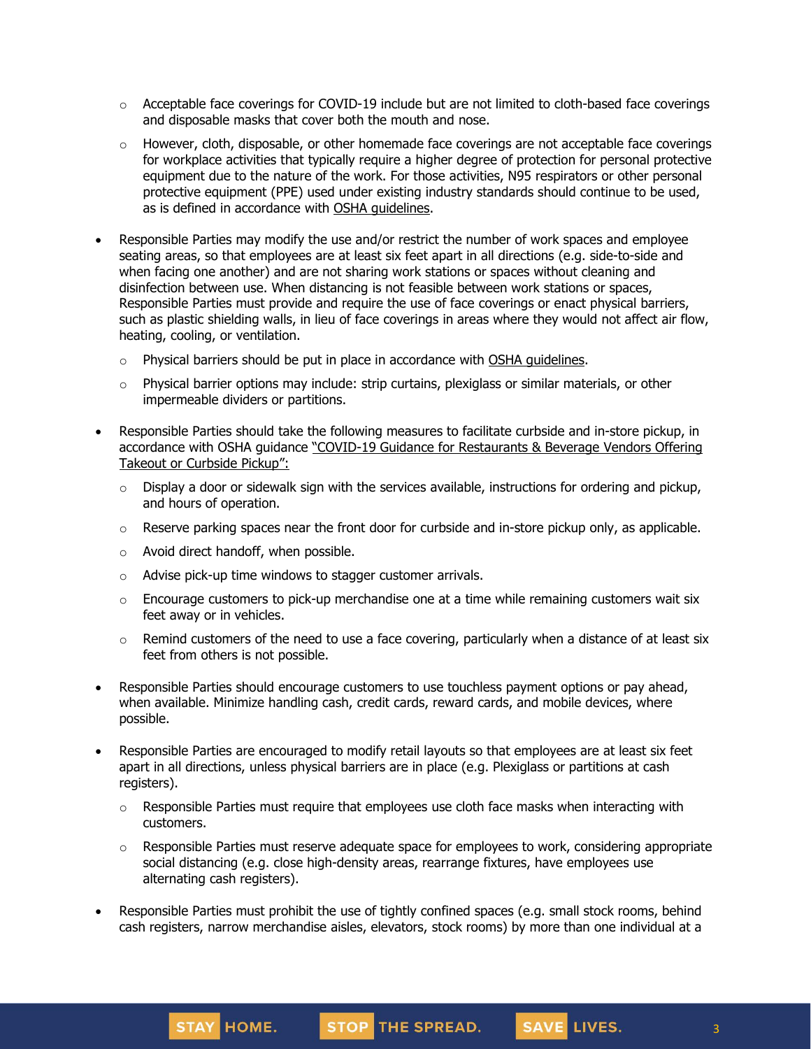- Acceptable face coverings for COVID-19 include but are not limited to cloth-based face coverings and disposable masks that cover both the mouth and nose.
  - However, cloth, disposable, or other homemade face coverings are not acceptable face coverings for workplace activities that typically require a higher degree of protection for personal protective equipment due to the nature of the work. For those activities, N95 respirators or other personal protective equipment (PPE) used under existing industry standards should continue to be used, as is defined in accordance with OSHA guidelines.

- Responsible Parties may modify the use and/or restrict the number of work spaces and employee seating areas, so that employees are at least six feet apart in all directions (e.g. side-to-side and when facing one another) and are not sharing work stations or spaces without cleaning and disinfection between use. When distancing is not feasible between work stations or spaces, Responsible Parties must provide and require the use of face coverings or enact physical barriers, such as plastic shielding walls, in lieu of face coverings in areas where they would not affect air flow, heating, cooling, or ventilation.
  - Physical barriers should be put in place in accordance with OSHA guidelines.
  - Physical barrier options may include: strip curtains, plexiglass or similar materials, or other impermeable dividers or partitions.

- Responsible Parties should take the following measures to facilitate curbside and in-store pickup, in accordance with OSHA guidance "COVID-19 Guidance for Restaurants & Beverage Vendors Offering Takeout or Curbside Pickup":
  - Display a door or sidewalk sign with the services available, instructions for ordering and pickup, and hours of operation.
  - Reserve parking spaces near the front door for curbside and in-store pickup only, as applicable.
  - Avoid direct handoff, when possible.
  - Advise pick-up time windows to stagger customer arrivals.
  - Encourage customers to pick-up merchandise one at a time while remaining customers wait six feet away or in vehicles.
  - Remind customers of the need to use a face covering, particularly when a distance of at least six feet from others is not possible.

- Responsible Parties should encourage customers to use touchless payment options or pay ahead, when available. Minimize handling cash, credit cards, reward cards, and mobile devices, where possible.

- Responsible Parties are encouraged to modify retail layouts so that employees are at least six feet apart in all directions, unless physical barriers are in place (e.g. Plexiglass or partitions at cash registers).
  - Responsible Parties must require that employees use cloth face masks when interacting with customers.
  - Responsible Parties must reserve adequate space for employees to work, considering appropriate social distancing (e.g. close high-density areas, rearrange fixtures, have employees use alternating cash registers).

- Responsible Parties must prohibit the use of tightly confined spaces (e.g. small stock rooms, behind cash registers, narrow merchandise aisles, elevators, stock rooms) by more than one individual at a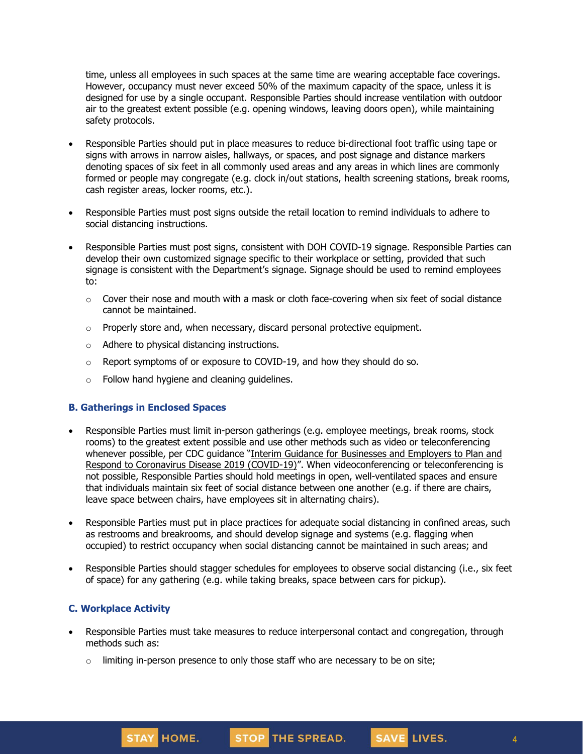time, unless all employees in such spaces at the same time are wearing acceptable face coverings. However, occupancy must never exceed 50% of the maximum capacity of the space, unless it is designed for use by a single occupant. Responsible Parties should increase ventilation with outdoor air to the greatest extent possible (e.g. opening windows, leaving doors open), while maintaining safety protocols.

- Responsible Parties should put in place measures to reduce bi-directional foot traffic using tape or signs with arrows in narrow aisles, hallways, or spaces, and post signage and distance markers denoting spaces of six feet in all commonly used areas and any areas in which lines are commonly formed or people may congregate (e.g. clock in/out stations, health screening stations, break rooms, cash register areas, locker rooms, etc.).

- Responsible Parties must post signs outside the retail location to remind individuals to adhere to social distancing instructions.

- Responsible Parties must post signs, consistent with DOH COVID-19 signage. Responsible Parties can develop their own customized signage specific to their workplace or setting, provided that such signage is consistent with the Department's signage. Signage should be used to remind employees to:
  - Cover their nose and mouth with a mask or cloth face-covering when six feet of social distance cannot be maintained.
  - Properly store and, when necessary, discard personal protective equipment.
  - Adhere to physical distancing instructions.
  - Report symptoms of or exposure to COVID-19, and how they should do so.
  - Follow hand hygiene and cleaning guidelines.

### B. Gatherings in Enclosed Spaces

- Responsible Parties must limit in-person gatherings (e.g. employee meetings, break rooms, stock rooms) to the greatest extent possible and use other methods such as video or teleconferencing whenever possible, per CDC guidance "Interim Guidance for Businesses and Employers to Plan and Respond to Coronavirus Disease 2019 (COVID-19)". When videoconferencing or teleconferencing is not possible, Responsible Parties should hold meetings in open, well-ventilated spaces and ensure that individuals maintain six feet of social distance between one another (e.g. if there are chairs, leave space between chairs, have employees sit in alternating chairs).

- Responsible Parties must put in place practices for adequate social distancing in confined areas, such as restrooms and breakrooms, and should develop signage and systems (e.g. flagging when occupied) to restrict occupancy when social distancing cannot be maintained in such areas; and

- Responsible Parties should stagger schedules for employees to observe social distancing (i.e., six feet of space) for any gathering (e.g. while taking breaks, space between cars for pickup).

### C. Workplace Activity

- Responsible Parties must take measures to reduce interpersonal contact and congregation, through methods such as:
  - limiting in-person presence to only those staff who are necessary to be on site;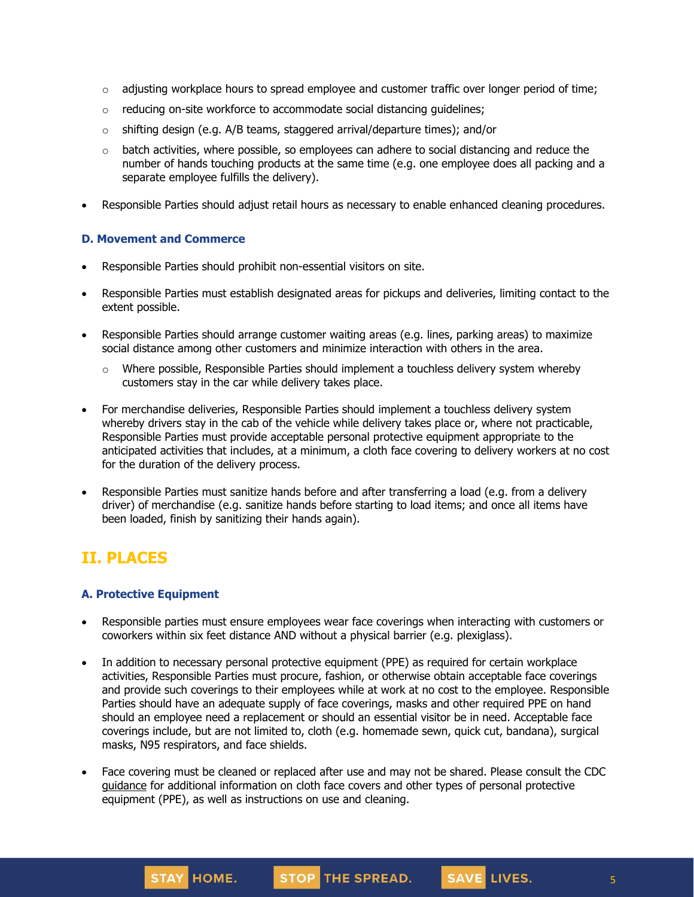- adjusting workplace hours to spread employee and customer traffic over longer period of time;
  - reducing on-site workforce to accommodate social distancing guidelines;
  - shifting design (e.g. A/B teams, staggered arrival/departure times); and/or
  - batch activities, where possible, so employees can adhere to social distancing and reduce the number of hands touching products at the same time (e.g. one employee does all packing and a separate employee fulfills the delivery).

- Responsible Parties should adjust retail hours as necessary to enable enhanced cleaning procedures.

### D. Movement and Commerce

- Responsible Parties should prohibit non-essential visitors on site.
- Responsible Parties must establish designated areas for pickups and deliveries, limiting contact to the extent possible.
- Responsible Parties should arrange customer waiting areas (e.g. lines, parking areas) to maximize social distance among other customers and minimize interaction with others in the area.
  - Where possible, Responsible Parties should implement a touchless delivery system whereby customers stay in the car while delivery takes place.
- For merchandise deliveries, Responsible Parties should implement a touchless delivery system whereby drivers stay in the cab of the vehicle while delivery takes place or, where not practicable, Responsible Parties must provide acceptable personal protective equipment appropriate to the anticipated activities that includes, at a minimum, a cloth face covering to delivery workers at no cost for the duration of the delivery process.
- Responsible Parties must sanitize hands before and after transferring a load (e.g. from a delivery driver) of merchandise (e.g. sanitize hands before starting to load items; and once all items have been loaded, finish by sanitizing their hands again).

## II. PLACES

### A. Protective Equipment

- Responsible parties must ensure employees wear face coverings when interacting with customers or coworkers within six feet distance AND without a physical barrier (e.g. plexiglass).
- In addition to necessary personal protective equipment (PPE) as required for certain workplace activities, Responsible Parties must procure, fashion, or otherwise obtain acceptable face coverings and provide such coverings to their employees while at work at no cost to the employee. Responsible Parties should have an adequate supply of face coverings, masks and other required PPE on hand should an employee need a replacement or should an essential visitor be in need. Acceptable face coverings include, but are not limited to, cloth (e.g. homemade sewn, quick cut, bandana), surgical masks, N95 respirators, and face shields.
- Face covering must be cleaned or replaced after use and may not be shared. Please consult the CDC guidance for additional information on cloth face covers and other types of personal protective equipment (PPE), as well as instructions on use and cleaning.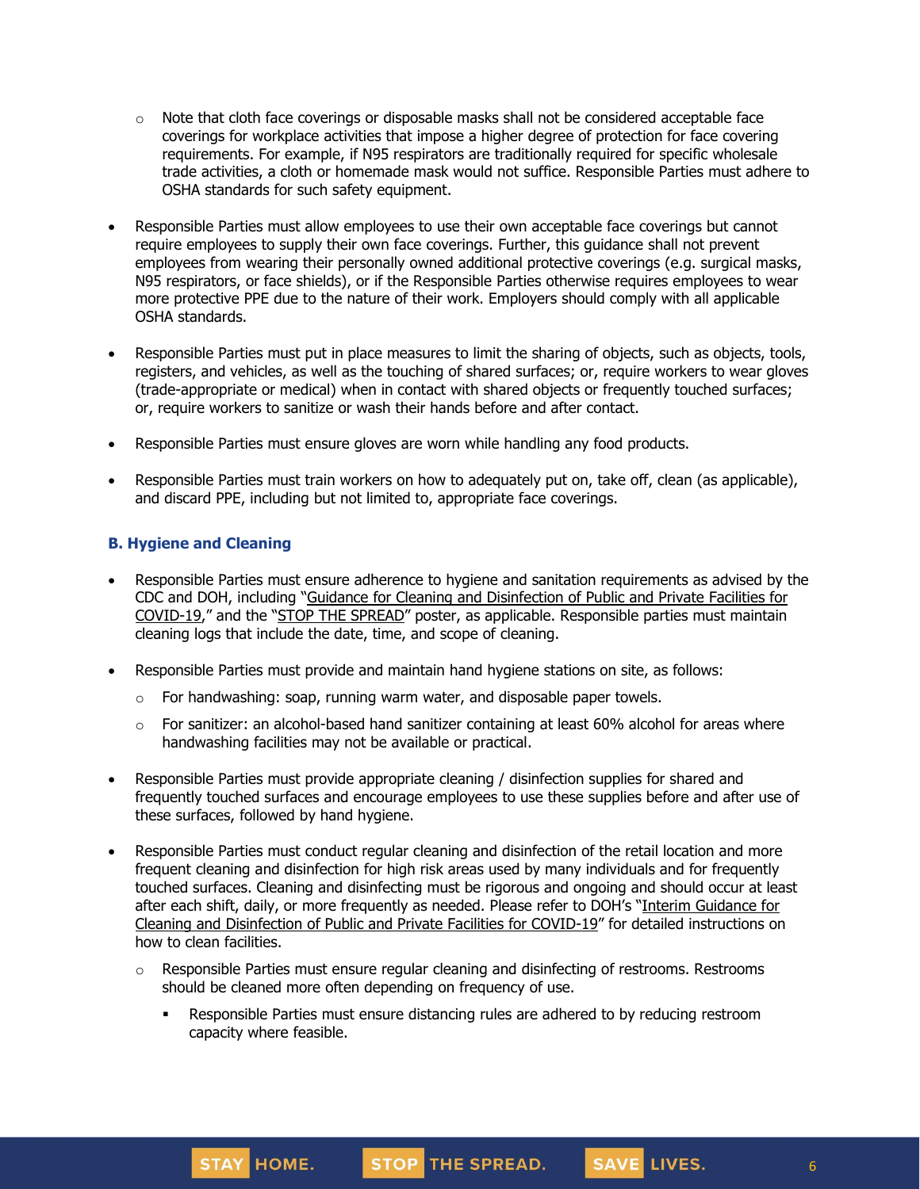- Note that cloth face coverings or disposable masks shall not be considered acceptable face coverings for workplace activities that impose a higher degree of protection for face covering requirements. For example, if N95 respirators are traditionally required for specific wholesale trade activities, a cloth or homemade mask would not suffice. Responsible Parties must adhere to OSHA standards for such safety equipment.

- Responsible Parties must allow employees to use their own acceptable face coverings but cannot require employees to supply their own face coverings. Further, this guidance shall not prevent employees from wearing their personally owned additional protective coverings (e.g. surgical masks, N95 respirators, or face shields), or if the Responsible Parties otherwise requires employees to wear more protective PPE due to the nature of their work. Employers should comply with all applicable OSHA standards.

- Responsible Parties must put in place measures to limit the sharing of objects, such as objects, tools, registers, and vehicles, as well as the touching of shared surfaces; or, require workers to wear gloves (trade-appropriate or medical) when in contact with shared objects or frequently touched surfaces; or, require workers to sanitize or wash their hands before and after contact.

- Responsible Parties must ensure gloves are worn while handling any food products.

- Responsible Parties must train workers on how to adequately put on, take off, clean (as applicable), and discard PPE, including but not limited to, appropriate face coverings.

### B. Hygiene and Cleaning

- Responsible Parties must ensure adherence to hygiene and sanitation requirements as advised by the CDC and DOH, including "Guidance for Cleaning and Disinfection of Public and Private Facilities for COVID-19," and the "STOP THE SPREAD" poster, as applicable. Responsible parties must maintain cleaning logs that include the date, time, and scope of cleaning.

- Responsible Parties must provide and maintain hand hygiene stations on site, as follows:
    - For handwashing: soap, running warm water, and disposable paper towels.
    - For sanitizer: an alcohol-based hand sanitizer containing at least 60% alcohol for areas where handwashing facilities may not be available or practical.

- Responsible Parties must provide appropriate cleaning / disinfection supplies for shared and frequently touched surfaces and encourage employees to use these supplies before and after use of these surfaces, followed by hand hygiene.

- Responsible Parties must conduct regular cleaning and disinfection of the retail location and more frequent cleaning and disinfection for high risk areas used by many individuals and for frequently touched surfaces. Cleaning and disinfecting must be rigorous and ongoing and should occur at least after each shift, daily, or more frequently as needed. Please refer to DOH's "Interim Guidance for Cleaning and Disinfection of Public and Private Facilities for COVID-19" for detailed instructions on how to clean facilities.
    - Responsible Parties must ensure regular cleaning and disinfecting of restrooms. Restrooms should be cleaned more often depending on frequency of use.
        - Responsible Parties must ensure distancing rules are adhered to by reducing restroom capacity where feasible.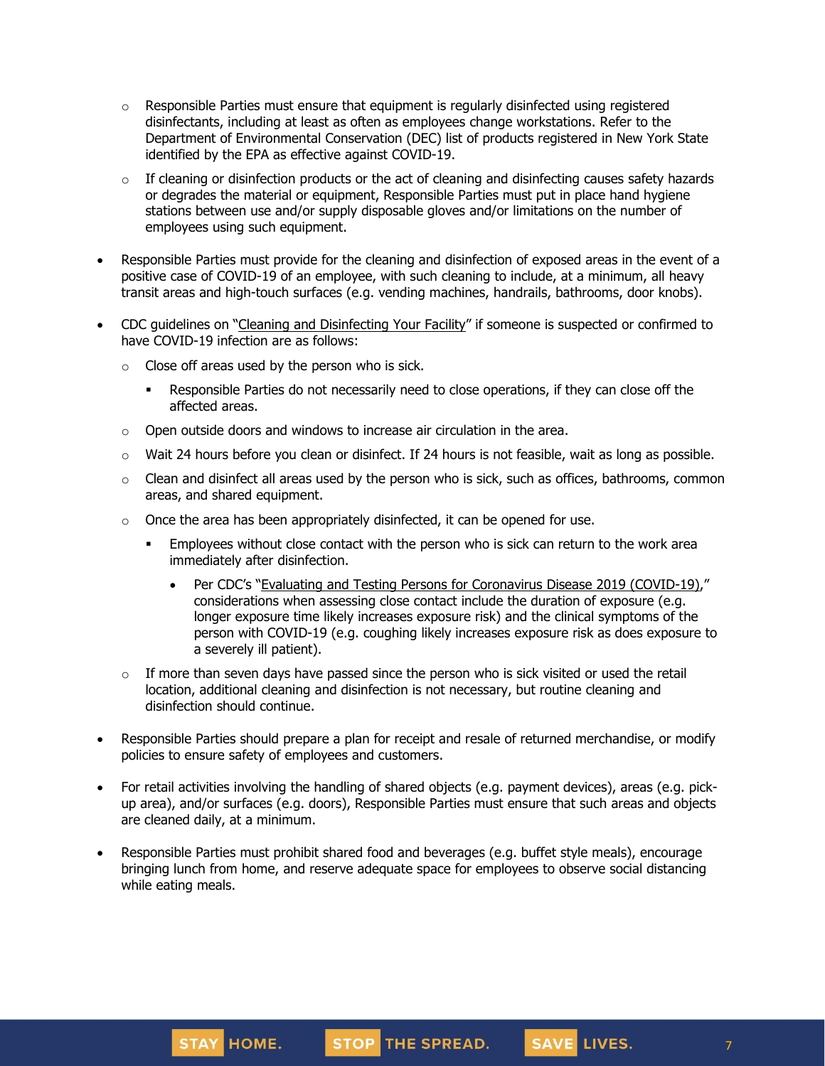- Responsible Parties must ensure that equipment is regularly disinfected using registered disinfectants, including at least as often as employees change workstations. Refer to the Department of Environmental Conservation (DEC) list of products registered in New York State identified by the EPA as effective against COVID-19.
  - If cleaning or disinfection products or the act of cleaning and disinfecting causes safety hazards or degrades the material or equipment, Responsible Parties must put in place hand hygiene stations between use and/or supply disposable gloves and/or limitations on the number of employees using such equipment.

- Responsible Parties must provide for the cleaning and disinfection of exposed areas in the event of a positive case of COVID-19 of an employee, with such cleaning to include, at a minimum, all heavy transit areas and high-touch surfaces (e.g. vending machines, handrails, bathrooms, door knobs).

- CDC guidelines on "Cleaning and Disinfecting Your Facility" if someone is suspected or confirmed to have COVID-19 infection are as follows:
  - Close off areas used by the person who is sick.
    - Responsible Parties do not necessarily need to close operations, if they can close off the affected areas.
  - Open outside doors and windows to increase air circulation in the area.
  - Wait 24 hours before you clean or disinfect. If 24 hours is not feasible, wait as long as possible.
  - Clean and disinfect all areas used by the person who is sick, such as offices, bathrooms, common areas, and shared equipment.
  - Once the area has been appropriately disinfected, it can be opened for use.
    - Employees without close contact with the person who is sick can return to the work area immediately after disinfection.
      - Per CDC's "Evaluating and Testing Persons for Coronavirus Disease 2019 (COVID-19)," considerations when assessing close contact include the duration of exposure (e.g. longer exposure time likely increases exposure risk) and the clinical symptoms of the person with COVID-19 (e.g. coughing likely increases exposure risk as does exposure to a severely ill patient).
  - If more than seven days have passed since the person who is sick visited or used the retail location, additional cleaning and disinfection is not necessary, but routine cleaning and disinfection should continue.

- Responsible Parties should prepare a plan for receipt and resale of returned merchandise, or modify policies to ensure safety of employees and customers.

- For retail activities involving the handling of shared objects (e.g. payment devices), areas (e.g. pick-up area), and/or surfaces (e.g. doors), Responsible Parties must ensure that such areas and objects are cleaned daily, at a minimum.

- Responsible Parties must prohibit shared food and beverages (e.g. buffet style meals), encourage bringing lunch from home, and reserve adequate space for employees to observe social distancing while eating meals.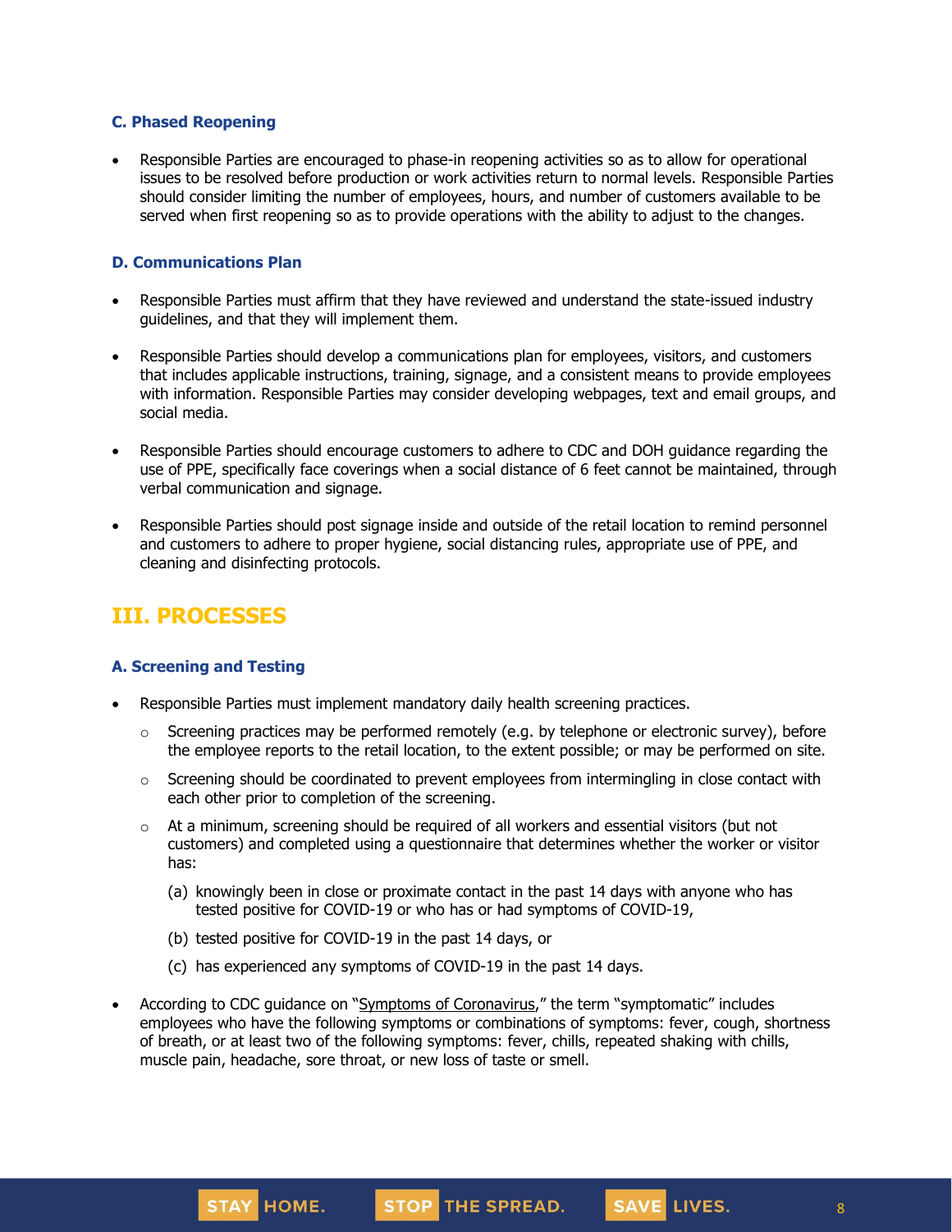### C. Phased Reopening

- Responsible Parties are encouraged to phase-in reopening activities so as to allow for operational issues to be resolved before production or work activities return to normal levels. Responsible Parties should consider limiting the number of employees, hours, and number of customers available to be served when first reopening so as to provide operations with the ability to adjust to the changes.

### D. Communications Plan

- Responsible Parties must affirm that they have reviewed and understand the state-issued industry guidelines, and that they will implement them.
- Responsible Parties should develop a communications plan for employees, visitors, and customers that includes applicable instructions, training, signage, and a consistent means to provide employees with information. Responsible Parties may consider developing webpages, text and email groups, and social media.
- Responsible Parties should encourage customers to adhere to CDC and DOH guidance regarding the use of PPE, specifically face coverings when a social distance of 6 feet cannot be maintained, through verbal communication and signage.
- Responsible Parties should post signage inside and outside of the retail location to remind personnel and customers to adhere to proper hygiene, social distancing rules, appropriate use of PPE, and cleaning and disinfecting protocols.

## III. PROCESSES

### A. Screening and Testing

- Responsible Parties must implement mandatory daily health screening practices.
  - Screening practices may be performed remotely (e.g. by telephone or electronic survey), before the employee reports to the retail location, to the extent possible; or may be performed on site.
  - Screening should be coordinated to prevent employees from intermingling in close contact with each other prior to completion of the screening.
  - At a minimum, screening should be required of all workers and essential visitors (but not customers) and completed using a questionnaire that determines whether the worker or visitor has:

    (a) knowingly been in close or proximate contact in the past 14 days with anyone who has tested positive for COVID-19 or who has or had symptoms of COVID-19,

    (b) tested positive for COVID-19 in the past 14 days, or

    (c) has experienced any symptoms of COVID-19 in the past 14 days.
- According to CDC guidance on "Symptoms of Coronavirus," the term "symptomatic" includes employees who have the following symptoms or combinations of symptoms: fever, cough, shortness of breath, or at least two of the following symptoms: fever, chills, repeated shaking with chills, muscle pain, headache, sore throat, or new loss of taste or smell.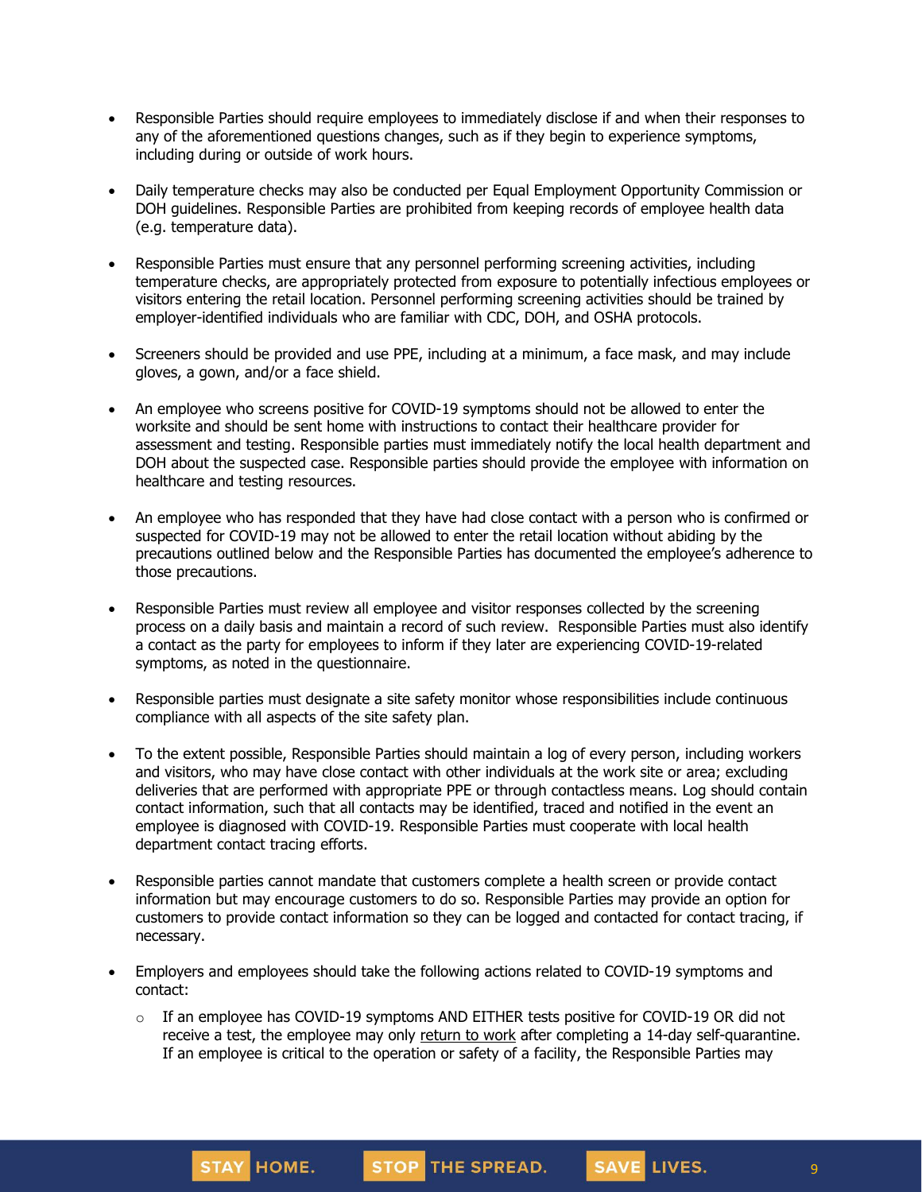- Responsible Parties should require employees to immediately disclose if and when their responses to any of the aforementioned questions changes, such as if they begin to experience symptoms, including during or outside of work hours.

- Daily temperature checks may also be conducted per Equal Employment Opportunity Commission or DOH guidelines. Responsible Parties are prohibited from keeping records of employee health data (e.g. temperature data).

- Responsible Parties must ensure that any personnel performing screening activities, including temperature checks, are appropriately protected from exposure to potentially infectious employees or visitors entering the retail location. Personnel performing screening activities should be trained by employer-identified individuals who are familiar with CDC, DOH, and OSHA protocols.

- Screeners should be provided and use PPE, including at a minimum, a face mask, and may include gloves, a gown, and/or a face shield.

- An employee who screens positive for COVID-19 symptoms should not be allowed to enter the worksite and should be sent home with instructions to contact their healthcare provider for assessment and testing. Responsible parties must immediately notify the local health department and DOH about the suspected case. Responsible parties should provide the employee with information on healthcare and testing resources.

- An employee who has responded that they have had close contact with a person who is confirmed or suspected for COVID-19 may not be allowed to enter the retail location without abiding by the precautions outlined below and the Responsible Parties has documented the employee's adherence to those precautions.

- Responsible Parties must review all employee and visitor responses collected by the screening process on a daily basis and maintain a record of such review. Responsible Parties must also identify a contact as the party for employees to inform if they later are experiencing COVID-19-related symptoms, as noted in the questionnaire.

- Responsible parties must designate a site safety monitor whose responsibilities include continuous compliance with all aspects of the site safety plan.

- To the extent possible, Responsible Parties should maintain a log of every person, including workers and visitors, who may have close contact with other individuals at the work site or area; excluding deliveries that are performed with appropriate PPE or through contactless means. Log should contain contact information, such that all contacts may be identified, traced and notified in the event an employee is diagnosed with COVID-19. Responsible Parties must cooperate with local health department contact tracing efforts.

- Responsible parties cannot mandate that customers complete a health screen or provide contact information but may encourage customers to do so. Responsible Parties may provide an option for customers to provide contact information so they can be logged and contacted for contact tracing, if necessary.

- Employers and employees should take the following actions related to COVID-19 symptoms and contact:
  - If an employee has COVID-19 symptoms AND EITHER tests positive for COVID-19 OR did not receive a test, the employee may only return to work after completing a 14-day self-quarantine. If an employee is critical to the operation or safety of a facility, the Responsible Parties may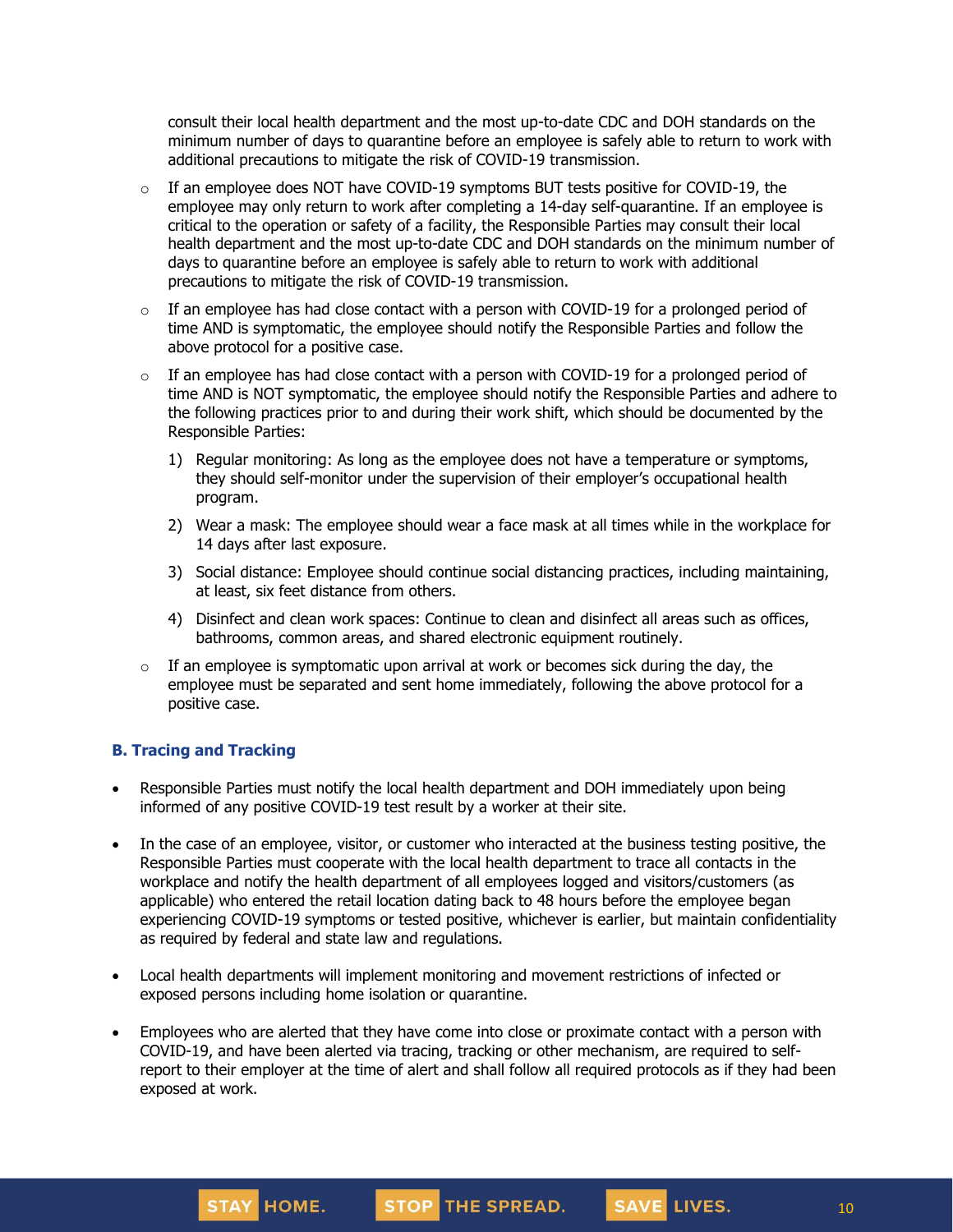consult their local health department and the most up-to-date CDC and DOH standards on the minimum number of days to quarantine before an employee is safely able to return to work with additional precautions to mitigate the risk of COVID-19 transmission.

- If an employee does NOT have COVID-19 symptoms BUT tests positive for COVID-19, the employee may only return to work after completing a 14-day self-quarantine. If an employee is critical to the operation or safety of a facility, the Responsible Parties may consult their local health department and the most up-to-date CDC and DOH standards on the minimum number of days to quarantine before an employee is safely able to return to work with additional precautions to mitigate the risk of COVID-19 transmission.
- If an employee has had close contact with a person with COVID-19 for a prolonged period of time AND is symptomatic, the employee should notify the Responsible Parties and follow the above protocol for a positive case.
- If an employee has had close contact with a person with COVID-19 for a prolonged period of time AND is NOT symptomatic, the employee should notify the Responsible Parties and adhere to the following practices prior to and during their work shift, which should be documented by the Responsible Parties:
  1) Regular monitoring: As long as the employee does not have a temperature or symptoms, they should self-monitor under the supervision of their employer's occupational health program.
  2) Wear a mask: The employee should wear a face mask at all times while in the workplace for 14 days after last exposure.
  3) Social distance: Employee should continue social distancing practices, including maintaining, at least, six feet distance from others.
  4) Disinfect and clean work spaces: Continue to clean and disinfect all areas such as offices, bathrooms, common areas, and shared electronic equipment routinely.
- If an employee is symptomatic upon arrival at work or becomes sick during the day, the employee must be separated and sent home immediately, following the above protocol for a positive case.

### B. Tracing and Tracking

- Responsible Parties must notify the local health department and DOH immediately upon being informed of any positive COVID-19 test result by a worker at their site.
- In the case of an employee, visitor, or customer who interacted at the business testing positive, the Responsible Parties must cooperate with the local health department to trace all contacts in the workplace and notify the health department of all employees logged and visitors/customers (as applicable) who entered the retail location dating back to 48 hours before the employee began experiencing COVID-19 symptoms or tested positive, whichever is earlier, but maintain confidentiality as required by federal and state law and regulations.
- Local health departments will implement monitoring and movement restrictions of infected or exposed persons including home isolation or quarantine.
- Employees who are alerted that they have come into close or proximate contact with a person with COVID-19, and have been alerted via tracing, tracking or other mechanism, are required to self-report to their employer at the time of alert and shall follow all required protocols as if they had been exposed at work.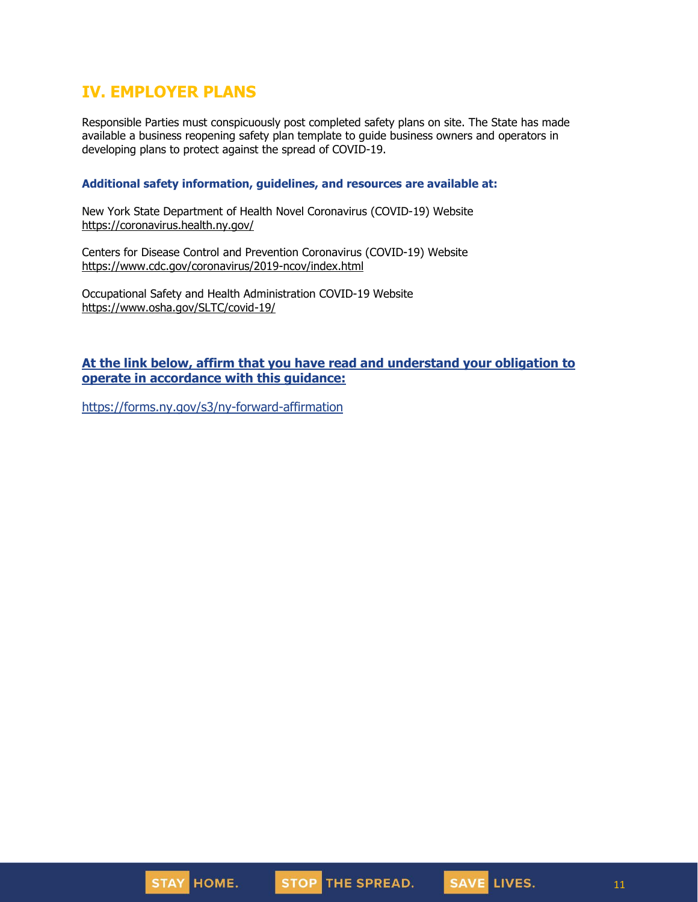## IV. EMPLOYER PLANS

Responsible Parties must conspicuously post completed safety plans on site. The State has made available a business reopening safety plan template to guide business owners and operators in developing plans to protect against the spread of COVID-19.

**Additional safety information, guidelines, and resources are available at:**

New York State Department of Health Novel Coronavirus (COVID-19) Website
https://coronavirus.health.ny.gov/

Centers for Disease Control and Prevention Coronavirus (COVID-19) Website
https://www.cdc.gov/coronavirus/2019-ncov/index.html

Occupational Safety and Health Administration COVID-19 Website
https://www.osha.gov/SLTC/covid-19/

**At the link below, affirm that you have read and understand your obligation to operate in accordance with this guidance:**

https://forms.ny.gov/s3/ny-forward-affirmation